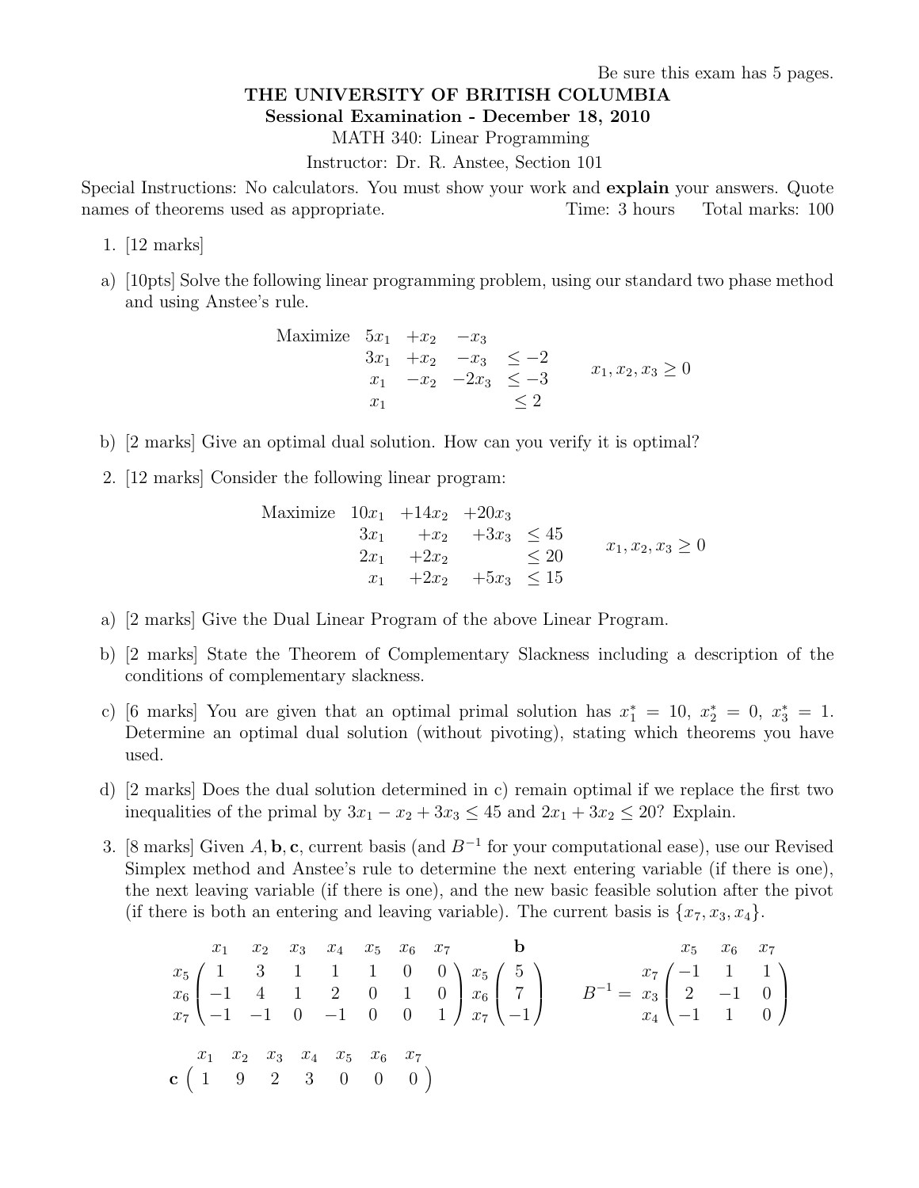Be sure this exam has 5 pages.

**THE UNIVERSITY OF BRITISH COLUMBIA**
**Sessional Examination - December 18, 2010**
MATH 340: Linear Programming
Instructor: Dr. R. Anstee, Section 101

Special Instructions: No calculators. You must show your work and **explain** your answers. Quote names of theorems used as appropriate. Time: 3 hours Total marks: 100

1. [12 marks]

a) [10pts] Solve the following linear programming problem, using our standard two phase method and using Anstee's rule.

$$\begin{array}{lrrrl} \text{Maximize} & 5x_1 & +x_2 & -x_3 & \\ & 3x_1 & +x_2 & -x_3 & \leq -2 \\ & x_1 & -x_2 & -2x_3 & \leq -3 \\ & x_1 & & & \leq 2 \end{array} \qquad x_1, x_2, x_3 \geq 0$$

b) [2 marks] Give an optimal dual solution. How can you verify it is optimal?

2. [12 marks] Consider the following linear program:

$$\begin{array}{lrrrl} \text{Maximize} & 10x_1 & +14x_2 & +20x_3 & \\ & 3x_1 & +x_2 & +3x_3 & \leq 45 \\ & 2x_1 & +2x_2 & & \leq 20 \\ & x_1 & +2x_2 & +5x_3 & \leq 15 \end{array} \qquad x_1, x_2, x_3 \geq 0$$

a) [2 marks] Give the Dual Linear Program of the above Linear Program.

b) [2 marks] State the Theorem of Complementary Slackness including a description of the conditions of complementary slackness.

c) [6 marks] You are given that an optimal primal solution has $x_1^* = 10$, $x_2^* = 0$, $x_3^* = 1$. Determine an optimal dual solution (without pivoting), stating which theorems you have used.

d) [2 marks] Does the dual solution determined in c) remain optimal if we replace the first two inequalities of the primal by $3x_1 - x_2 + 3x_3 \leq 45$ and $2x_1 + 3x_2 \leq 20$? Explain.

3. [8 marks] Given $A, \mathbf{b}, \mathbf{c}$, current basis (and $B^{-1}$ for your computational ease), use our Revised Simplex method and Anstee's rule to determine the next entering variable (if there is one), the next leaving variable (if there is one), and the new basic feasible solution after the pivot (if there is both an entering and leaving variable). The current basis is $\{x_7, x_3, x_4\}$.

$$\begin{array}{c} \\ x_5 \\ x_6 \\ x_7 \end{array} \begin{array}{c} \begin{array}{ccccccc} x_1 & x_2 & x_3 & x_4 & x_5 & x_6 & x_7 \end{array} \\ \begin{pmatrix} 1 & 3 & 1 & 1 & 1 & 0 & 0 \\ -1 & 4 & 1 & 2 & 0 & 1 & 0 \\ -1 & -1 & 0 & -1 & 0 & 0 & 1 \end{pmatrix} \end{array} \begin{array}{c} \\ x_5 \\ x_6 \\ x_7 \end{array} \begin{array}{c} \mathbf{b} \\ \begin{pmatrix} 5 \\ 7 \\ -1 \end{pmatrix} \end{array} \qquad B^{-1} = \begin{array}{c} \\ x_7 \\ x_3 \\ x_4 \end{array} \begin{array}{c} \begin{array}{ccc} x_5 & x_6 & x_7 \end{array} \\ \begin{pmatrix} -1 & 1 & 1 \\ 2 & -1 & 0 \\ -1 & 1 & 0 \end{pmatrix} \end{array}$$

$$\begin{array}{c} \\ \mathbf{c} \end{array} \begin{array}{c} \begin{array}{ccccccc} x_1 & x_2 & x_3 & x_4 & x_5 & x_6 & x_7 \end{array} \\ \begin{pmatrix} 1 & 9 & 2 & 3 & 0 & 0 & 0 \end{pmatrix} \end{array}$$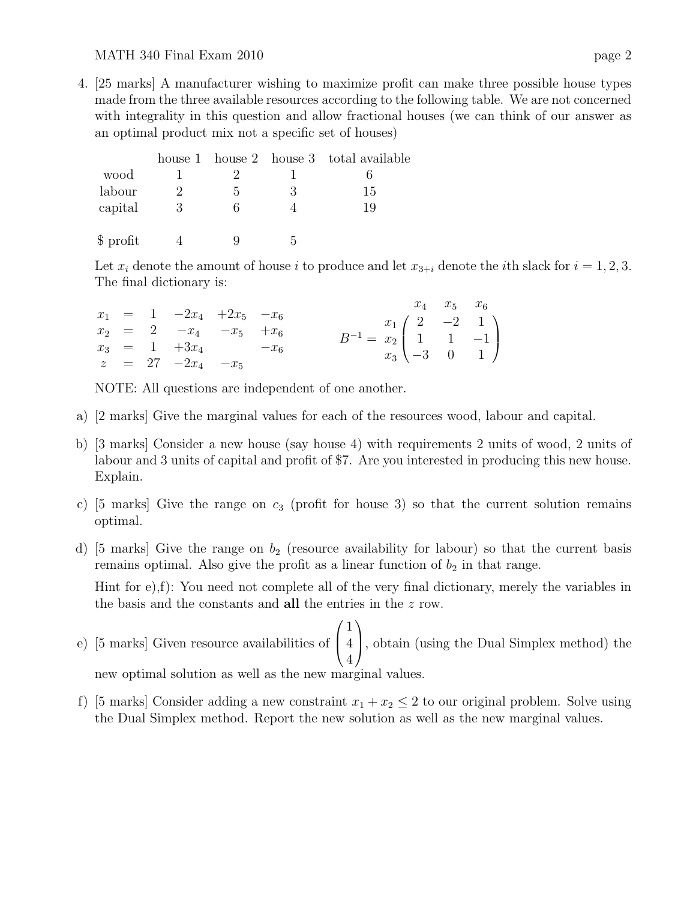4. [25 marks] A manufacturer wishing to maximize profit can make three possible house types made from the three available resources according to the following table. We are not concerned with integrality in this question and allow fractional houses (we can think of our answer as an optimal product mix not a specific set of houses)

| | house 1 | house 2 | house 3 | total available |
|---|---|---|---|---|
| wood | 1 | 2 | 1 | 6 |
| labour | 2 | 5 | 3 | 15 |
| capital | 3 | 6 | 4 | 19 |
| | | | | |
| \$ profit | 4 | 9 | 5 | |

Let $x_i$ denote the amount of house $i$ to produce and let $x_{3+i}$ denote the $i$th slack for $i = 1, 2, 3$. The final dictionary is:

$$
\begin{array}{rcrrrr}
x_1 & = & 1 & -2x_4 & +2x_5 & -x_6 \\
x_2 & = & 2 & -x_4 & -x_5 & +x_6 \\
x_3 & = & 1 & +3x_4 & & -x_6 \\
z & = & 27 & -2x_4 & -x_5 &
\end{array}
\qquad
B^{-1} = \begin{array}{c} \\ x_1 \\ x_2 \\ x_3 \end{array}
\begin{array}{c}
\begin{array}{ccc} x_4 & x_5 & x_6 \end{array} \\
\begin{pmatrix} 2 & -2 & 1 \\ 1 & 1 & -1 \\ -3 & 0 & 1 \end{pmatrix}
\end{array}
$$

NOTE: All questions are independent of one another.

a) [2 marks] Give the marginal values for each of the resources wood, labour and capital.

b) [3 marks] Consider a new house (say house 4) with requirements 2 units of wood, 2 units of labour and 3 units of capital and profit of \$7. Are you interested in producing this new house. Explain.

c) [5 marks] Give the range on $c_3$ (profit for house 3) so that the current solution remains optimal.

d) [5 marks] Give the range on $b_2$ (resource availability for labour) so that the current basis remains optimal. Also give the profit as a linear function of $b_2$ in that range.

Hint for e),f): You need not complete all of the very final dictionary, merely the variables in the basis and the constants and **all** the entries in the $z$ row.

e) [5 marks] Given resource availabilities of $\begin{pmatrix} 1 \\ 4 \\ 4 \end{pmatrix}$, obtain (using the Dual Simplex method) the new optimal solution as well as the new marginal values.

f) [5 marks] Consider adding a new constraint $x_1 + x_2 \leq 2$ to our original problem. Solve using the Dual Simplex method. Report the new solution as well as the new marginal values.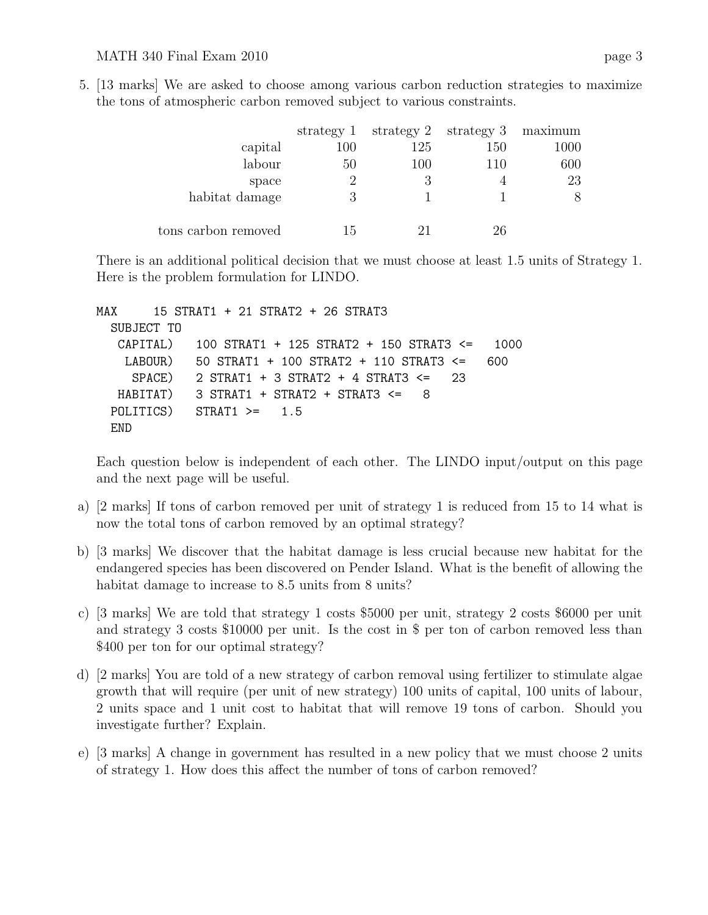5. [13 marks] We are asked to choose among various carbon reduction strategies to maximize the tons of atmospheric carbon removed subject to various constraints.

| | strategy 1 | strategy 2 | strategy 3 | maximum |
|---|---|---|---|---|
| capital | 100 | 125 | 150 | 1000 |
| labour | 50 | 100 | 110 | 600 |
| space | 2 | 3 | 4 | 23 |
| habitat damage | 3 | 1 | 1 | 8 |
| tons carbon removed | 15 | 21 | 26 | |

There is an additional political decision that we must choose at least 1.5 units of Strategy 1. Here is the problem formulation for LINDO.

```
MAX     15 STRAT1 + 21 STRAT2 + 26 STRAT3
  SUBJECT TO
   CAPITAL)   100 STRAT1 + 125 STRAT2 + 150 STRAT3 <=   1000
    LABOUR)   50 STRAT1 + 100 STRAT2 + 110 STRAT3 <=   600
     SPACE)   2 STRAT1 + 3 STRAT2 + 4 STRAT3 <=   23
   HABITAT)   3 STRAT1 + STRAT2 + STRAT3 <=   8
  POLITICS)   STRAT1 >=   1.5
  END
```

Each question below is independent of each other. The LINDO input/output on this page and the next page will be useful.

a) [2 marks] If tons of carbon removed per unit of strategy 1 is reduced from 15 to 14 what is now the total tons of carbon removed by an optimal strategy?

b) [3 marks] We discover that the habitat damage is less crucial because new habitat for the endangered species has been discovered on Pender Island. What is the benefit of allowing the habitat damage to increase to 8.5 units from 8 units?

c) [3 marks] We are told that strategy 1 costs $5000 per unit, strategy 2 costs $6000 per unit and strategy 3 costs $10000 per unit. Is the cost in $ per ton of carbon removed less than $400 per ton for our optimal strategy?

d) [2 marks] You are told of a new strategy of carbon removal using fertilizer to stimulate algae growth that will require (per unit of new strategy) 100 units of capital, 100 units of labour, 2 units space and 1 unit cost to habitat that will remove 19 tons of carbon. Should you investigate further? Explain.

e) [3 marks] A change in government has resulted in a new policy that we must choose 2 units of strategy 1. How does this affect the number of tons of carbon removed?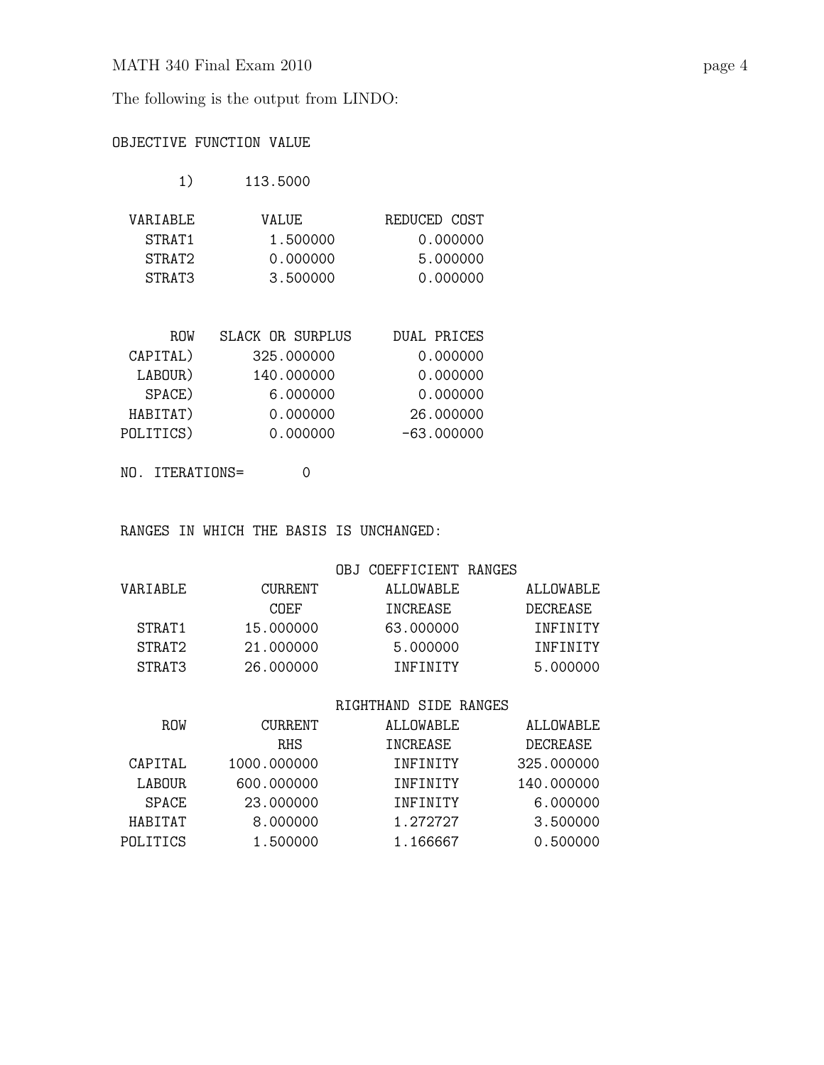The following is the output from LINDO:

```
OBJECTIVE FUNCTION VALUE

      1)      113.5000

 VARIABLE        VALUE          REDUCED COST
   STRAT1         1.500000          0.000000
   STRAT2         0.000000          5.000000
   STRAT3         3.500000          0.000000


      ROW   SLACK OR SURPLUS     DUAL PRICES
 CAPITAL)       325.000000          0.000000
  LABOUR)       140.000000          0.000000
   SPACE)         6.000000          0.000000
 HABITAT)         0.000000         26.000000
POLITICS)         0.000000        -63.000000

 NO. ITERATIONS=       0


 RANGES IN WHICH THE BASIS IS UNCHANGED:

                           OBJ COEFFICIENT RANGES
 VARIABLE         CURRENT        ALLOWABLE        ALLOWABLE
                   COEF          INCREASE         DECREASE
   STRAT1       15.000000        63.000000         INFINITY
   STRAT2       21.000000         5.000000         INFINITY
   STRAT3       26.000000         INFINITY         5.000000

                           RIGHTHAND SIDE RANGES
      ROW         CURRENT        ALLOWABLE        ALLOWABLE
                    RHS          INCREASE         DECREASE
  CAPITAL     1000.000000         INFINITY       325.000000
   LABOUR      600.000000         INFINITY       140.000000
    SPACE       23.000000         INFINITY         6.000000
  HABITAT        8.000000         1.272727         3.500000
 POLITICS        1.500000         1.166667         0.500000
```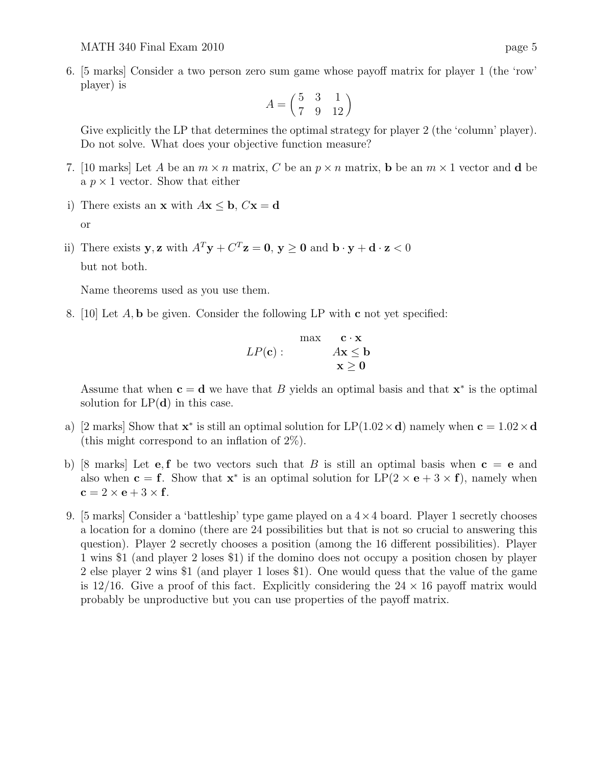6. [5 marks] Consider a two person zero sum game whose payoff matrix for player 1 (the 'row' player) is

$$A = \begin{pmatrix} 5 & 3 & 1 \\ 7 & 9 & 12 \end{pmatrix}$$

Give explicitly the LP that determines the optimal strategy for player 2 (the 'column' player). Do not solve. What does your objective function measure?

7. [10 marks] Let $A$ be an $m \times n$ matrix, $C$ be an $p \times n$ matrix, $\mathbf{b}$ be an $m \times 1$ vector and $\mathbf{d}$ be a $p \times 1$ vector. Show that either

i) There exists an $\mathbf{x}$ with $A\mathbf{x} \leq \mathbf{b}$, $C\mathbf{x} = \mathbf{d}$

or

ii) There exists $\mathbf{y}, \mathbf{z}$ with $A^T\mathbf{y} + C^T\mathbf{z} = \mathbf{0}$, $\mathbf{y} \geq \mathbf{0}$ and $\mathbf{b} \cdot \mathbf{y} + \mathbf{d} \cdot \mathbf{z} < 0$

but not both.

Name theorems used as you use them.

8. [10] Let $A, \mathbf{b}$ be given. Consider the following LP with $\mathbf{c}$ not yet specified:

$$LP(\mathbf{c}): \quad \begin{array}{rr} \max & \mathbf{c} \cdot \mathbf{x} \\ & A\mathbf{x} \leq \mathbf{b} \\ & \mathbf{x} \geq \mathbf{0} \end{array}$$

Assume that when $\mathbf{c} = \mathbf{d}$ we have that $B$ yields an optimal basis and that $\mathbf{x}^*$ is the optimal solution for LP($\mathbf{d}$) in this case.

a) [2 marks] Show that $\mathbf{x}^*$ is still an optimal solution for LP($1.02 \times \mathbf{d}$) namely when $\mathbf{c} = 1.02 \times \mathbf{d}$ (this might correspond to an inflation of 2%).

b) [8 marks] Let $\mathbf{e}, \mathbf{f}$ be two vectors such that $B$ is still an optimal basis when $\mathbf{c} = \mathbf{e}$ and also when $\mathbf{c} = \mathbf{f}$. Show that $\mathbf{x}^*$ is an optimal solution for LP($2 \times \mathbf{e} + 3 \times \mathbf{f}$), namely when $\mathbf{c} = 2 \times \mathbf{e} + 3 \times \mathbf{f}$.

9. [5 marks] Consider a 'battleship' type game played on a $4 \times 4$ board. Player 1 secretly chooses a location for a domino (there are 24 possibilities but that is not so crucial to answering this question). Player 2 secretly chooses a position (among the 16 different possibilities). Player 1 wins \$1 (and player 2 loses \$1) if the domino does not occupy a position chosen by player 2 else player 2 wins \$1 (and player 1 loses \$1). One would quess that the value of the game is $12/16$. Give a proof of this fact. Explicitly considering the $24 \times 16$ payoff matrix would probably be unproductive but you can use properties of the payoff matrix.